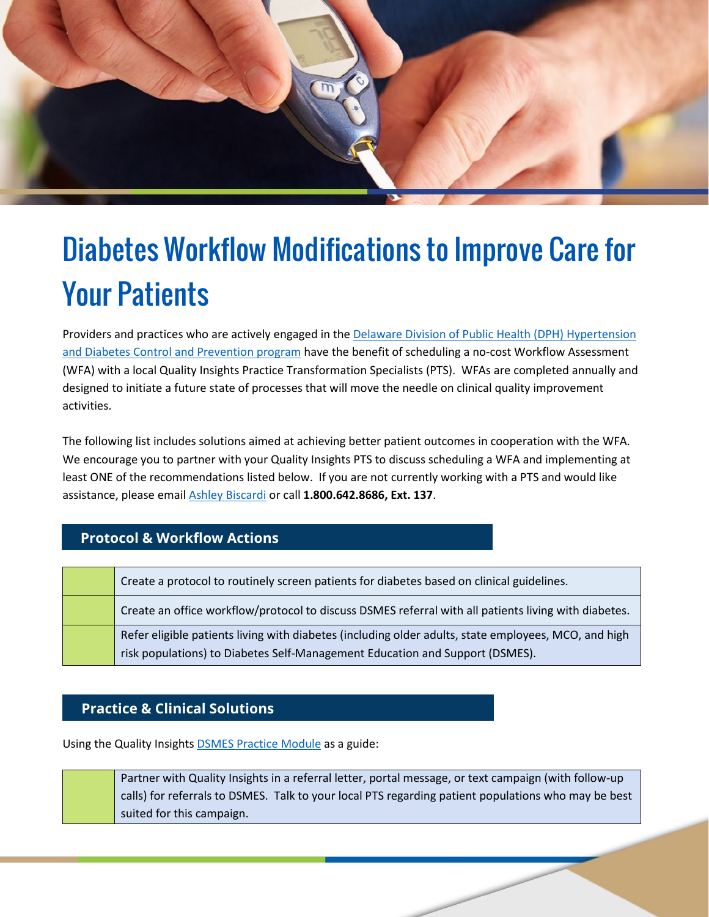# Diabetes Workflow Modifications to Improve Care for Your Patients

Providers and practices who are actively engaged in the [Delaware Division of Public Health (DPH) Hypertension and Diabetes Control and Prevention program]() have the benefit of scheduling a no-cost Workflow Assessment (WFA) with a local Quality Insights Practice Transformation Specialists (PTS). WFAs are completed annually and designed to initiate a future state of processes that will move the needle on clinical quality improvement activities.

The following list includes solutions aimed at achieving better patient outcomes in cooperation with the WFA. We encourage you to partner with your Quality Insights PTS to discuss scheduling a WFA and implementing at least ONE of the recommendations listed below. If you are not currently working with a PTS and would like assistance, please email [Ashley Biscardi]() or call **1.800.642.8686, Ext. 137**.

## Protocol & Workflow Actions

| | |
|---|---|
| | Create a protocol to routinely screen patients for diabetes based on clinical guidelines. |
| | Create an office workflow/protocol to discuss DSMES referral with all patients living with diabetes. |
| | Refer eligible patients living with diabetes (including older adults, state employees, MCO, and high risk populations) to Diabetes Self-Management Education and Support (DSMES). |

## Practice & Clinical Solutions

Using the Quality Insights [DSMES Practice Module]() as a guide:

| | |
|---|---|
| | Partner with Quality Insights in a referral letter, portal message, or text campaign (with follow-up calls) for referrals to DSMES. Talk to your local PTS regarding patient populations who may be best suited for this campaign. |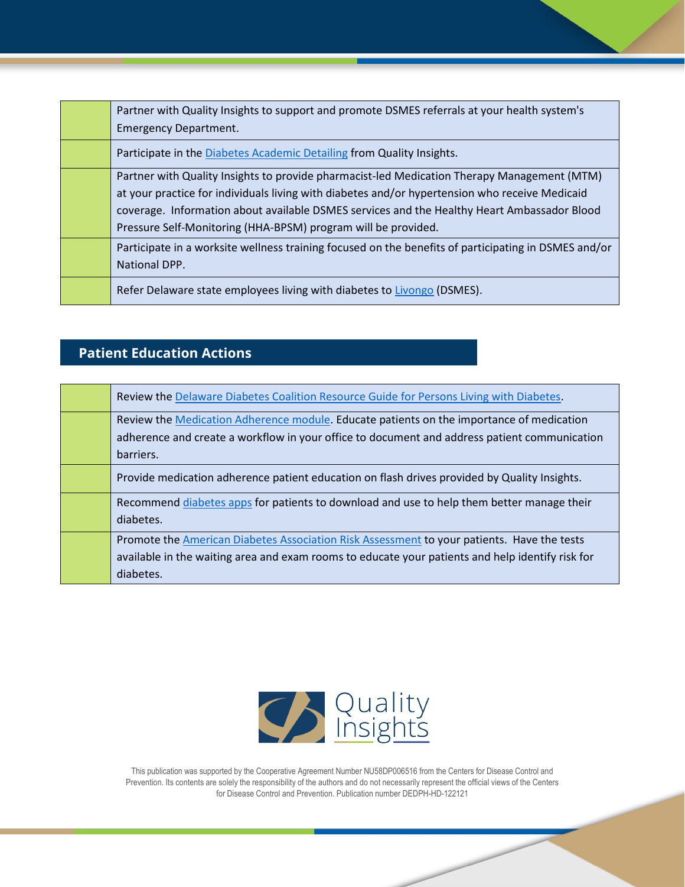| | |
|---|---|
| | Partner with Quality Insights to support and promote DSMES referrals at your health system's Emergency Department. |
| | Participate in the Diabetes Academic Detailing from Quality Insights. |
| | Partner with Quality Insights to provide pharmacist-led Medication Therapy Management (MTM) at your practice for individuals living with diabetes and/or hypertension who receive Medicaid coverage. Information about available DSMES services and the Healthy Heart Ambassador Blood Pressure Self-Monitoring (HHA-BPSM) program will be provided. |
| | Participate in a worksite wellness training focused on the benefits of participating in DSMES and/or National DPP. |
| | Refer Delaware state employees living with diabetes to Livongo (DSMES). |

## Patient Education Actions

| | |
|---|---|
| | Review the Delaware Diabetes Coalition Resource Guide for Persons Living with Diabetes. |
| | Review the Medication Adherence module. Educate patients on the importance of medication adherence and create a workflow in your office to document and address patient communication barriers. |
| | Provide medication adherence patient education on flash drives provided by Quality Insights. |
| | Recommend diabetes apps for patients to download and use to help them better manage their diabetes. |
| | Promote the American Diabetes Association Risk Assessment to your patients. Have the tests available in the waiting area and exam rooms to educate your patients and help identify risk for diabetes. |

Quality Insights

This publication was supported by the Cooperative Agreement Number NU58DP006516 from the Centers for Disease Control and Prevention. Its contents are solely the responsibility of the authors and do not necessarily represent the official views of the Centers for Disease Control and Prevention. Publication number DEDPH-HD-122121